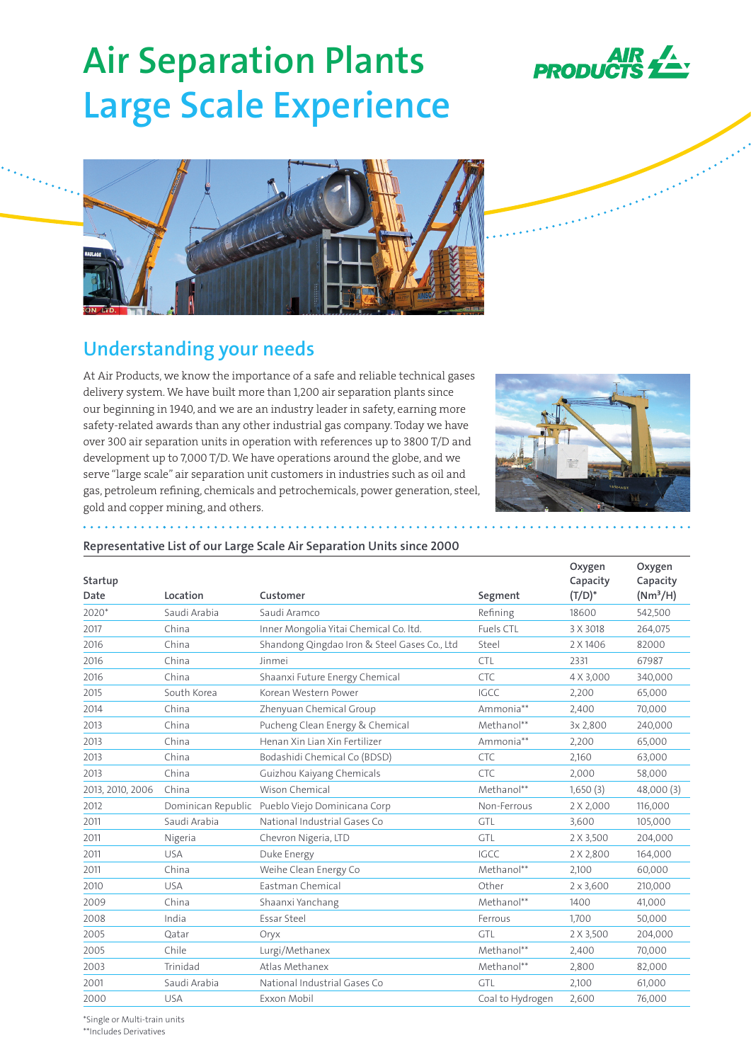# Air Separation Plants
# Large Scale Experience

## Understanding your needs

At Air Products, we know the importance of a safe and reliable technical gases delivery system. We have built more than 1,200 air separation plants since our beginning in 1940, and we are an industry leader in safety, earning more safety-related awards than any other industrial gas company. Today we have over 300 air separation units in operation with references up to 3800 T/D and development up to 7,000 T/D. We have operations around the globe, and we serve "large scale" air separation unit customers in industries such as oil and gas, petroleum refining, chemicals and petrochemicals, power generation, steel, gold and copper mining, and others.

### Representative List of our Large Scale Air Separation Units since 2000

| Startup Date | Location | Customer | Segment | Oxygen Capacity (T/D)* | Oxygen Capacity (Nm³/H) |
|---|---|---|---|---|---|
| 2020* | Saudi Arabia | Saudi Aramco | Refining | 18600 | 542,500 |
| 2017 | China | Inner Mongolia Yitai Chemical Co. ltd. | Fuels CTL | 3 X 3018 | 264,075 |
| 2016 | China | Shandong Qingdao Iron & Steel Gases Co., Ltd | Steel | 2 X 1406 | 82000 |
| 2016 | China | Jinmei | CTL | 2331 | 67987 |
| 2016 | China | Shaanxi Future Energy Chemical | CTC | 4 X 3,000 | 340,000 |
| 2015 | South Korea | Korean Western Power | IGCC | 2,200 | 65,000 |
| 2014 | China | Zhenyuan Chemical Group | Ammonia** | 2,400 | 70,000 |
| 2013 | China | Pucheng Clean Energy & Chemical | Methanol** | 3x 2,800 | 240,000 |
| 2013 | China | Henan Xin Lian Xin Fertilizer | Ammonia** | 2,200 | 65,000 |
| 2013 | China | Bodashidi Chemical Co (BDSD) | CTC | 2,160 | 63,000 |
| 2013 | China | Guizhou Kaiyang Chemicals | CTC | 2,000 | 58,000 |
| 2013, 2010, 2006 | China | Wison Chemical | Methanol** | 1,650 (3) | 48,000 (3) |
| 2012 | Dominican Republic | Pueblo Viejo Dominicana Corp | Non-Ferrous | 2 X 2,000 | 116,000 |
| 2011 | Saudi Arabia | National Industrial Gases Co | GTL | 3,600 | 105,000 |
| 2011 | Nigeria | Chevron Nigeria, LTD | GTL | 2 X 3,500 | 204,000 |
| 2011 | USA | Duke Energy | IGCC | 2 X 2,800 | 164,000 |
| 2011 | China | Weihe Clean Energy Co | Methanol** | 2,100 | 60,000 |
| 2010 | USA | Eastman Chemical | Other | 2 x 3,600 | 210,000 |
| 2009 | China | Shaanxi Yanchang | Methanol** | 1400 | 41,000 |
| 2008 | India | Essar Steel | Ferrous | 1,700 | 50,000 |
| 2005 | Qatar | Oryx | GTL | 2 X 3,500 | 204,000 |
| 2005 | Chile | Lurgi/Methanex | Methanol** | 2,400 | 70,000 |
| 2003 | Trinidad | Atlas Methanex | Methanol** | 2,800 | 82,000 |
| 2001 | Saudi Arabia | National Industrial Gases Co | GTL | 2,100 | 61,000 |
| 2000 | USA | Exxon Mobil | Coal to Hydrogen | 2,600 | 76,000 |

*Single or Multi-train units

**Includes Derivatives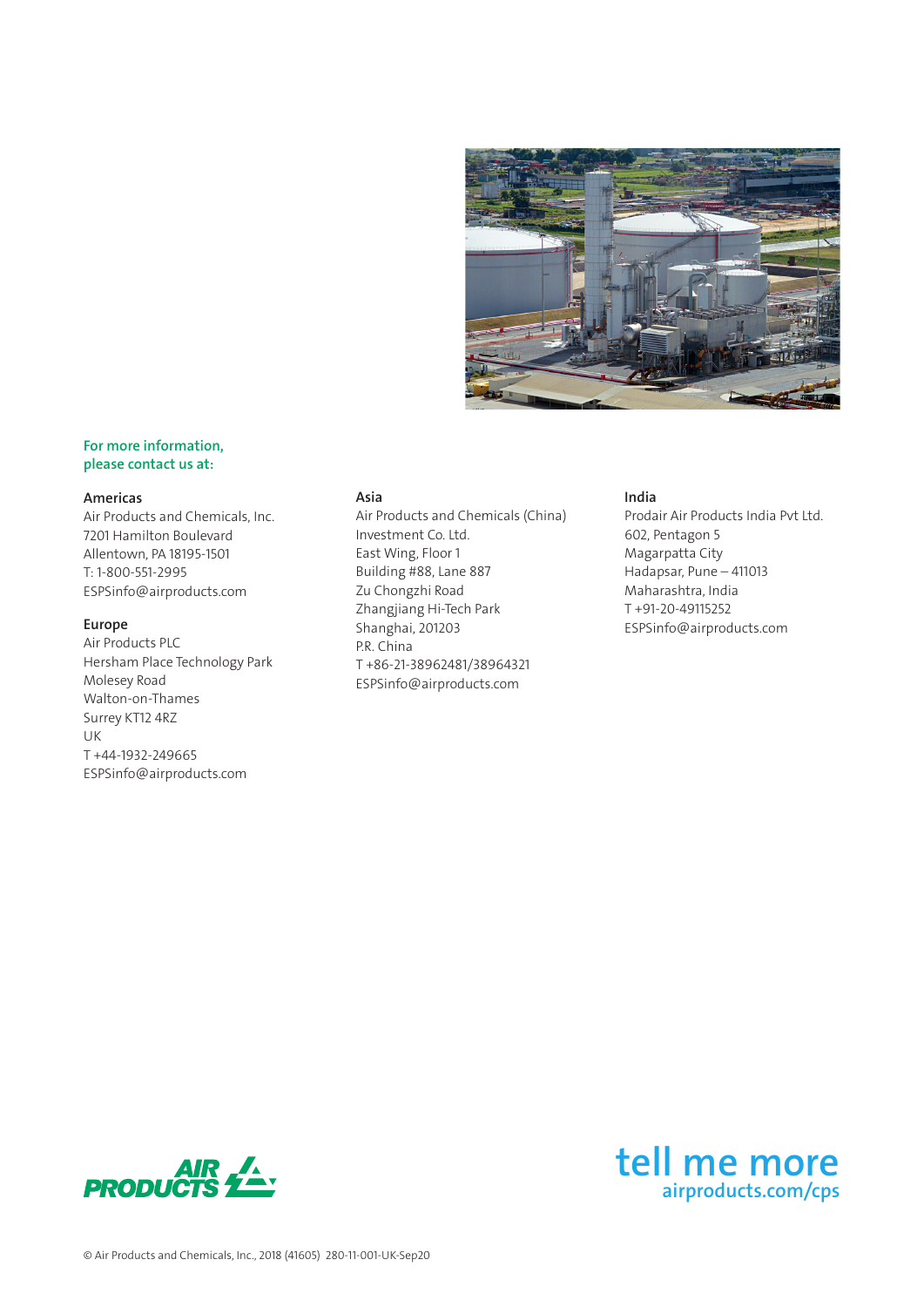**For more information, please contact us at:**

**Americas**
Air Products and Chemicals, Inc.
7201 Hamilton Boulevard
Allentown, PA 18195-1501
T: 1-800-551-2995
ESPSinfo@airproducts.com

**Europe**
Air Products PLC
Hersham Place Technology Park
Molesey Road
Walton-on-Thames
Surrey KT12 4RZ
UK
T +44-1932-249665
ESPSinfo@airproducts.com

**Asia**
Air Products and Chemicals (China) Investment Co. Ltd.
East Wing, Floor 1
Building #88, Lane 887
Zu Chongzhi Road
Zhangjiang Hi-Tech Park
Shanghai, 201203
P.R. China
T +86-21-38962481/38964321
ESPSinfo@airproducts.com

**India**
Prodair Air Products India Pvt Ltd.
602, Pentagon 5
Magarpatta City
Hadapsar, Pune – 411013
Maharashtra, India
T +91-20-49115252
ESPSinfo@airproducts.com

tell me more
airproducts.com/cps

© Air Products and Chemicals, Inc., 2018 (41605) 280-11-001-UK-Sep20